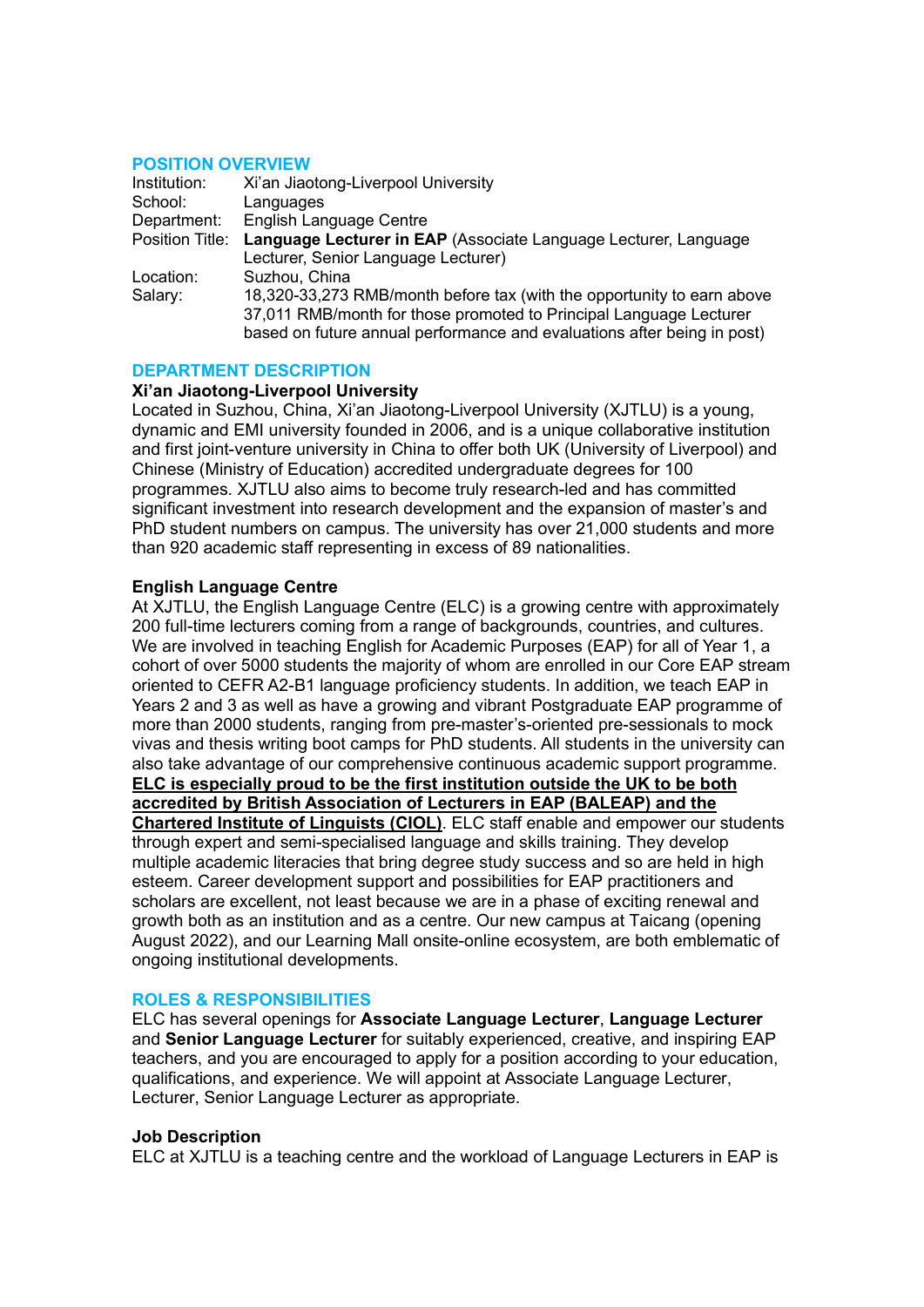## POSITION OVERVIEW

| | |
|---|---|
| Institution: | Xi'an Jiaotong-Liverpool University |
| School: | Languages |
| Department: | English Language Centre |
| Position Title: | **Language Lecturer in EAP** (Associate Language Lecturer, Language Lecturer, Senior Language Lecturer) |
| Location: | Suzhou, China |
| Salary: | 18,320-33,273 RMB/month before tax (with the opportunity to earn above 37,011 RMB/month for those promoted to Principal Language Lecturer based on future annual performance and evaluations after being in post) |

## DEPARTMENT DESCRIPTION

### Xi'an Jiaotong-Liverpool University

Located in Suzhou, China, Xi'an Jiaotong-Liverpool University (XJTLU) is a young, dynamic and EMI university founded in 2006, and is a unique collaborative institution and first joint-venture university in China to offer both UK (University of Liverpool) and Chinese (Ministry of Education) accredited undergraduate degrees for 100 programmes. XJTLU also aims to become truly research-led and has committed significant investment into research development and the expansion of master's and PhD student numbers on campus. The university has over 21,000 students and more than 920 academic staff representing in excess of 89 nationalities.

### English Language Centre

At XJTLU, the English Language Centre (ELC) is a growing centre with approximately 200 full-time lecturers coming from a range of backgrounds, countries, and cultures. We are involved in teaching English for Academic Purposes (EAP) for all of Year 1, a cohort of over 5000 students the majority of whom are enrolled in our Core EAP stream oriented to CEFR A2-B1 language proficiency students. In addition, we teach EAP in Years 2 and 3 as well as have a growing and vibrant Postgraduate EAP programme of more than 2000 students, ranging from pre-master's-oriented pre-sessionals to mock vivas and thesis writing boot camps for PhD students. All students in the university can also take advantage of our comprehensive continuous academic support programme. **ELC is especially proud to be the first institution outside the UK to be both accredited by British Association of Lecturers in EAP (BALEAP) and the Chartered Institute of Linguists (CIOL)**. ELC staff enable and empower our students through expert and semi-specialised language and skills training. They develop multiple academic literacies that bring degree study success and so are held in high esteem. Career development support and possibilities for EAP practitioners and scholars are excellent, not least because we are in a phase of exciting renewal and growth both as an institution and as a centre. Our new campus at Taicang (opening August 2022), and our Learning Mall onsite-online ecosystem, are both emblematic of ongoing institutional developments.

## ROLES & RESPONSIBILITIES

ELC has several openings for **Associate Language Lecturer**, **Language Lecturer** and **Senior Language Lecturer** for suitably experienced, creative, and inspiring EAP teachers, and you are encouraged to apply for a position according to your education, qualifications, and experience. We will appoint at Associate Language Lecturer, Lecturer, Senior Language Lecturer as appropriate.

### Job Description

ELC at XJTLU is a teaching centre and the workload of Language Lecturers in EAP is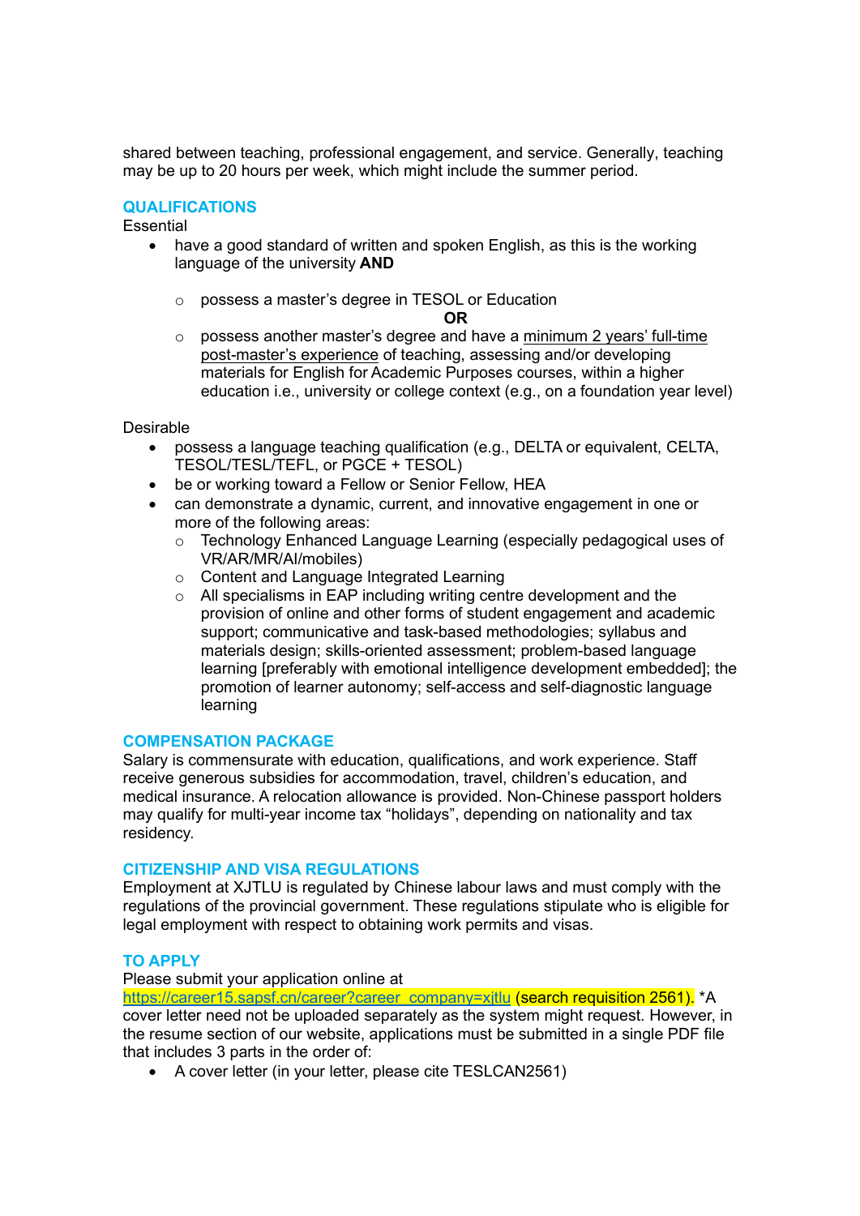shared between teaching, professional engagement, and service. Generally, teaching may be up to 20 hours per week, which might include the summer period.

## QUALIFICATIONS

Essential

- have a good standard of written and spoken English, as this is the working language of the university **AND**
  - possess a master's degree in TESOL or Education

    **OR**
  - possess another master's degree and have a minimum 2 years' full-time post-master's experience of teaching, assessing and/or developing materials for English for Academic Purposes courses, within a higher education i.e., university or college context (e.g., on a foundation year level)

Desirable

- possess a language teaching qualification (e.g., DELTA or equivalent, CELTA, TESOL/TESL/TEFL, or PGCE + TESOL)
- be or working toward a Fellow or Senior Fellow, HEA
- can demonstrate a dynamic, current, and innovative engagement in one or more of the following areas:
  - Technology Enhanced Language Learning (especially pedagogical uses of VR/AR/MR/AI/mobiles)
  - Content and Language Integrated Learning
  - All specialisms in EAP including writing centre development and the provision of online and other forms of student engagement and academic support; communicative and task-based methodologies; syllabus and materials design; skills-oriented assessment; problem-based language learning [preferably with emotional intelligence development embedded]; the promotion of learner autonomy; self-access and self-diagnostic language learning

## COMPENSATION PACKAGE

Salary is commensurate with education, qualifications, and work experience. Staff receive generous subsidies for accommodation, travel, children's education, and medical insurance. A relocation allowance is provided. Non-Chinese passport holders may qualify for multi-year income tax "holidays", depending on nationality and tax residency.

## CITIZENSHIP AND VISA REGULATIONS

Employment at XJTLU is regulated by Chinese labour laws and must comply with the regulations of the provincial government. These regulations stipulate who is eligible for legal employment with respect to obtaining work permits and visas.

## TO APPLY

Please submit your application online at https://career15.sapsf.cn/career?career_company=xjtlu (search requisition 2561). *A cover letter need not be uploaded separately as the system might request. However, in the resume section of our website, applications must be submitted in a single PDF file that includes 3 parts in the order of:

- A cover letter (in your letter, please cite TESLCAN2561)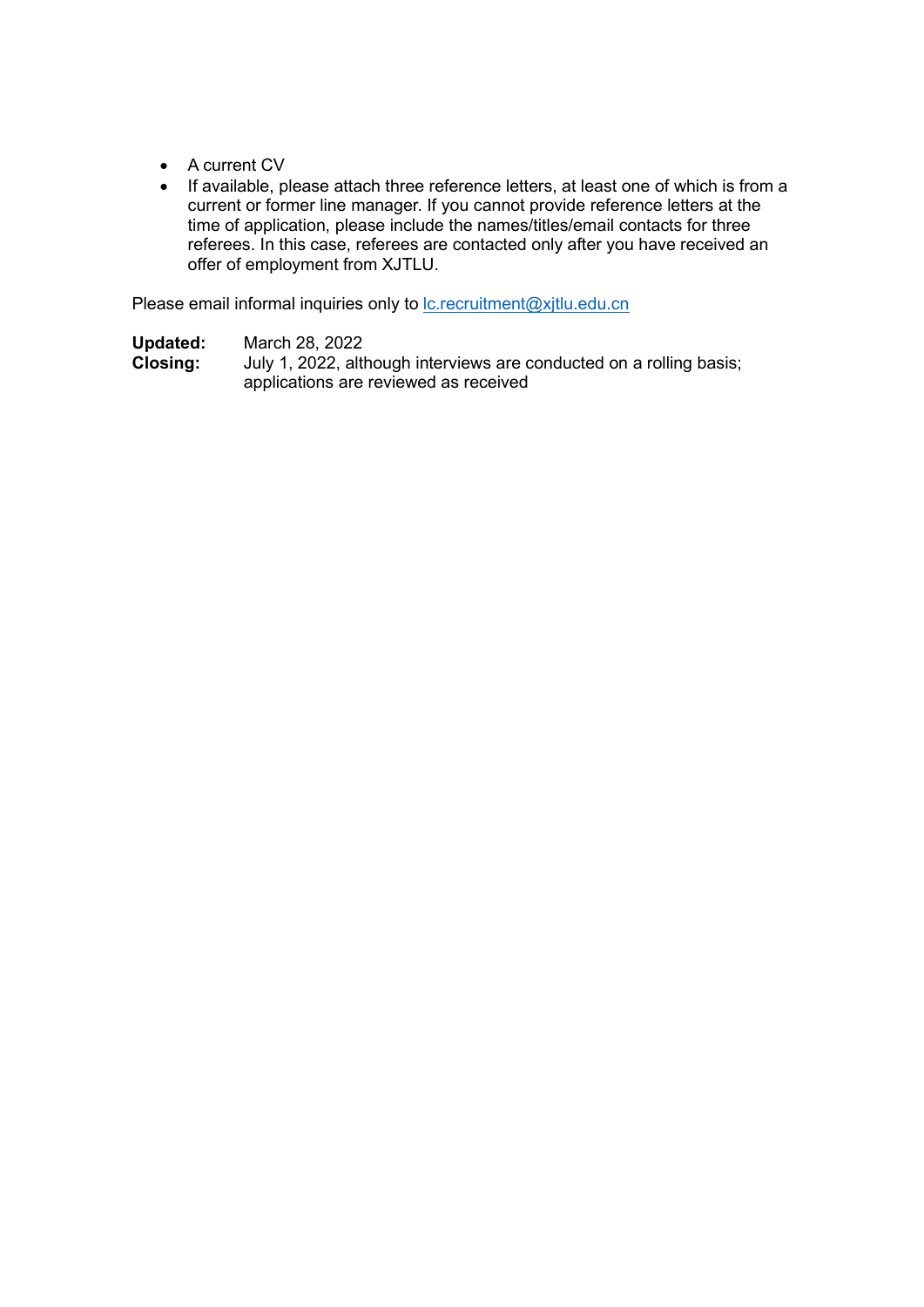- A current CV
- If available, please attach three reference letters, at least one of which is from a current or former line manager. If you cannot provide reference letters at the time of application, please include the names/titles/email contacts for three referees. In this case, referees are contacted only after you have received an offer of employment from XJTLU.

Please email informal inquiries only to lc.recruitment@xjtlu.edu.cn

**Updated:** March 28, 2022
**Closing:** July 1, 2022, although interviews are conducted on a rolling basis; applications are reviewed as received